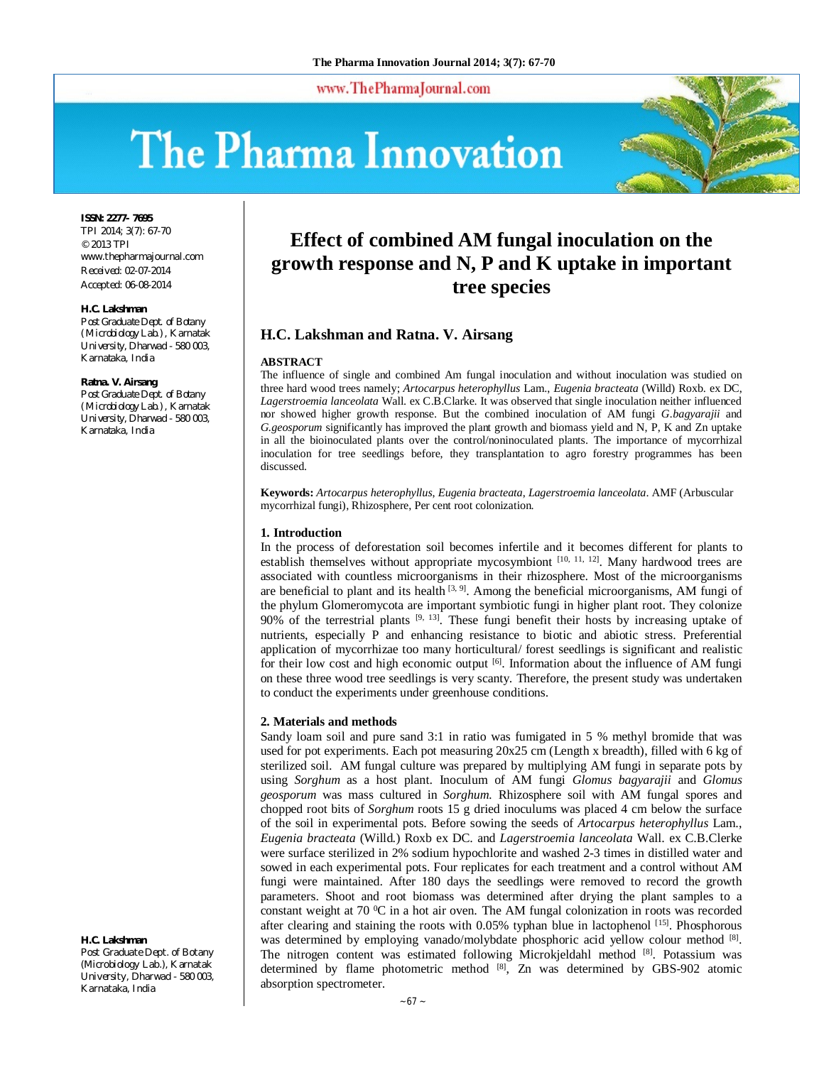# Effect of combined AM fungal inoculation on the growth response and N, P and K uptake in important tree species

**ISSN: 2277- 7695**
TPI 2014; 3(7): 67-70
© 2013 TPI
www.thepharmajournal.com
Received: 02-07-2014
Accepted: 06-08-2014

**H.C. Lakshman**
Post Graduate Dept. of Botany (Microbiology Lab.), Karnatak University, Dharwad - 580 003, Karnataka, India

**Ratna. V. Airsang**
Post Graduate Dept. of Botany (Microbiology Lab.), Karnatak University, Dharwad - 580 003, Karnataka, India

## H.C. Lakshman and Ratna. V. Airsang

### ABSTRACT

The influence of single and combined Am fungal inoculation and without inoculation was studied on three hard wood trees namely; *Artocarpus heterophyllus* Lam., *Eugenia bracteata* (Willd) Roxb. ex DC, *Lagerstroemia lanceolata* Wall. ex C.B.Clarke. It was observed that single inoculation neither influenced nor showed higher growth response. But the combined inoculation of AM fungi *G.bagyarajii* and *G.geosporum* significantly has improved the plant growth and biomass yield and N, P, K and Zn uptake in all the bioinoculated plants over the control/noninoculated plants. The importance of mycorrhizal inoculation for tree seedlings before, they transplantation to agro forestry programmes has been discussed.

**Keywords:** *Artocarpus heterophyllus*, *Eugenia bracteata*, *Lagerstroemia lanceolata*. AMF (Arbuscular mycorrhizal fungi), Rhizosphere, Per cent root colonization.

### 1. Introduction

In the process of deforestation soil becomes infertile and it becomes different for plants to establish themselves without appropriate mycosymbiont [10, 11, 12]. Many hardwood trees are associated with countless microorganisms in their rhizosphere. Most of the microorganisms are beneficial to plant and its health [3, 9]. Among the beneficial microorganisms, AM fungi of the phylum Glomeromycota are important symbiotic fungi in higher plant root. They colonize 90% of the terrestrial plants [9, 13]. These fungi benefit their hosts by increasing uptake of nutrients, especially P and enhancing resistance to biotic and abiotic stress. Preferential application of mycorrhizae too many horticultural/ forest seedlings is significant and realistic for their low cost and high economic output [6]. Information about the influence of AM fungi on these three wood tree seedlings is very scanty. Therefore, the present study was undertaken to conduct the experiments under greenhouse conditions.

### 2. Materials and methods

Sandy loam soil and pure sand 3:1 in ratio was fumigated in 5 % methyl bromide that was used for pot experiments. Each pot measuring 20x25 cm (Length x breadth), filled with 6 kg of sterilized soil. AM fungal culture was prepared by multiplying AM fungi in separate pots by using *Sorghum* as a host plant. Inoculum of AM fungi *Glomus bagyarajii* and *Glomus geosporum* was mass cultured in *Sorghum.* Rhizosphere soil with AM fungal spores and chopped root bits of *Sorghum* roots 15 g dried inoculums was placed 4 cm below the surface of the soil in experimental pots. Before sowing the seeds of *Artocarpus heterophyllus* Lam., *Eugenia bracteata* (Willd.) Roxb ex DC. and *Lagerstroemia lanceolata* Wall. ex C.B.Clerke were surface sterilized in 2% sodium hypochlorite and washed 2-3 times in distilled water and sowed in each experimental pots. Four replicates for each treatment and a control without AM fungi were maintained. After 180 days the seedlings were removed to record the growth parameters. Shoot and root biomass was determined after drying the plant samples to a constant weight at 70 $^0$C in a hot air oven. The AM fungal colonization in roots was recorded after clearing and staining the roots with 0.05% typhan blue in lactophenol [15]. Phosphorous was determined by employing vanado/molybdate phosphoric acid yellow colour method [8]. The nitrogen content was estimated following Microkjeldahl method [8]. Potassium was determined by flame photometric method [8], Zn was determined by GBS-902 atomic absorption spectrometer.

**H.C. Lakshman**
Post Graduate Dept. of Botany (Microbiology Lab.), Karnatak University, Dharwad - 580 003, Karnataka, India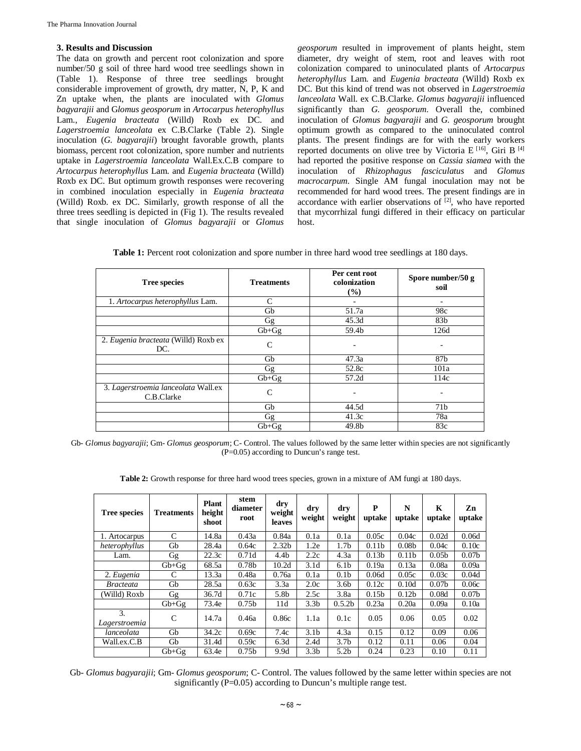### 3. Results and Discussion

The data on growth and percent root colonization and spore number/50 g soil of three hard wood tree seedlings shown in (Table 1). Response of three tree seedlings brought considerable improvement of growth, dry matter, N, P, K and Zn uptake when, the plants are inoculated with *Glomus bagyarajii* and G*lomus geosporum* in *Artocarpus heterophyllus* Lam., *Eugenia bracteata* (Willd) Roxb ex DC. and *Lagerstroemia lanceolata* ex C.B.Clarke (Table 2). Single inoculation (*G. bagyarajii*) brought favorable growth, plants biomass, percent root colonization, spore number and nutrients uptake in *Lagerstroemia lanceolata* Wall.Ex.C.B compare to *Artocarpus heterophyllus* Lam. and *Eugenia bracteata* (Willd) Roxb ex DC. But optimum growth responses were recovering in combined inoculation especially in *Eugenia bracteata* (Willd) Roxb. ex DC. Similarly, growth response of all the three trees seedling is depicted in (Fig 1). The results revealed that single inoculation of *Glomus bagyarajii* or *Glomus geosporum* resulted in improvement of plants height, stem diameter, dry weight of stem, root and leaves with root colonization compared to uninoculated plants of *Artocarpus heterophyllus* Lam. and *Eugenia bracteata* (Willd) Roxb ex DC. But this kind of trend was not observed in *Lagerstroemia lanceolata* Wall. ex C.B.Clarke. *Glomus bagyarajii* influenced significantly than *G. geosporum*. Overall the, combined inoculation of *Glomus bagyarajii* and *G. geosporum* brought optimum growth as compared to the uninoculated control plants. The present findings are for with the early workers reported documents on olive tree by Victoria E [16], Giri B [4] had reported the positive response on *Cassia siamea* with the inoculation of *Rhizophagus fasciculatus* and *Glomus macrocarpum*. Single AM fungal inoculation may not be recommended for hard wood trees. The present findings are in accordance with earlier observations of [2], who have reported that mycorrhizal fungi differed in their efficacy on particular host.

**Table 1:** Percent root colonization and spore number in three hard wood tree seedlings at 180 days.

| Tree species | Treatments | Per cent root colonization (%) | Spore number/50 g soil |
|---|---|---|---|
| 1. *Artocarpus heterophyllus* Lam. | C | - | - |
| | Gb | 51.7a | 98c |
| | Gg | 45.3d | 83b |
| | Gb+Gg | 59.4b | 126d |
| 2. *Eugenia bracteata* (Willd) Roxb ex DC. | C | - | - |
| | Gb | 47.3a | 87b |
| | Gg | 52.8c | 101a |
| | Gb+Gg | 57.2d | 114c |
| 3. *Lagerstroemia lanceolata* Wall.ex C.B.Clarke | C | - | - |
| | Gb | 44.5d | 71b |
| | Gg | 41.3c | 78a |
| | Gb+Gg | 49.8b | 83c |

Gb- *Glomus bagyarajii*; Gm- *Glomus geosporum*; C- Control. The values followed by the same letter within species are not significantly (P=0.05) according to Duncun's range test.

**Table 2:** Growth response for three hard wood trees species, grown in a mixture of AM fungi at 180 days.

| Tree species | Treatments | Plant height shoot | stem diameter root | dry weight leaves | dry weight | dry weight | P uptake | N uptake | K uptake | Zn uptake |
|---|---|---|---|---|---|---|---|---|---|---|
| 1. Artocarpus | C | 14.8a | 0.43a | 0.84a | 0.1a | 0.1a | 0.05c | 0.04c | 0.02d | 0.06d |
| *heterophyllus* | Gb | 28.4a | 0.64c | 2.32b | 1.2e | 1.7b | 0.11b | 0.08b | 0.04c | 0.10c |
| Lam. | Gg | 22.3c | 0.71d | 4.4b | 2.2c | 4.3a | 0.13b | 0.11b | 0.05b | 0.07b |
| | Gb+Gg | 68.5a | 0.78b | 10.2d | 3.1d | 6.1b | 0.19a | 0.13a | 0.08a | 0.09a |
| 2. *Eugenia* | C | 13.3a | 0.48a | 0.76a | 0.1a | 0.1b | 0.06d | 0.05c | 0.03c | 0.04d |
| *Bracteata* | Gb | 28.5a | 0.63c | 3.3a | 2.0c | 3.6b | 0.12c | 0.10d | 0.07b | 0.06c |
| (Willd) Roxb | Gg | 36.7d | 0.71c | 5.8b | 2.5c | 3.8a | 0.15b | 0.12b | 0.08d | 0.07b |
| | Gb+Gg | 73.4e | 0.75b | 11d | 3.3b | 0.5.2b | 0.23a | 0.20a | 0.09a | 0.10a |
| 3. *Lagerstroemia* | C | 14.7a | 0.46a | 0.86c | 1.1a | 0.1c | 0.05 | 0.06 | 0.05 | 0.02 |
| *lanceolata* | Gb | 34.2c | 0.69c | 7.4c | 3.1b | 4.3a | 0.15 | 0.12 | 0.09 | 0.06 |
| Wall.ex.C.B | Gb | 31.4d | 0.59c | 6.3d | 2.4d | 3.7b | 0.12 | 0.11 | 0.06 | 0.04 |
| | Gb+Gg | 63.4e | 0.75b | 9.9d | 3.3b | 5.2b | 0.24 | 0.23 | 0.10 | 0.11 |

Gb- *Glomus bagyarajii*; Gm- *Glomus geosporum*; C- Control. The values followed by the same letter within species are not significantly (P=0.05) according to Duncun's multiple range test.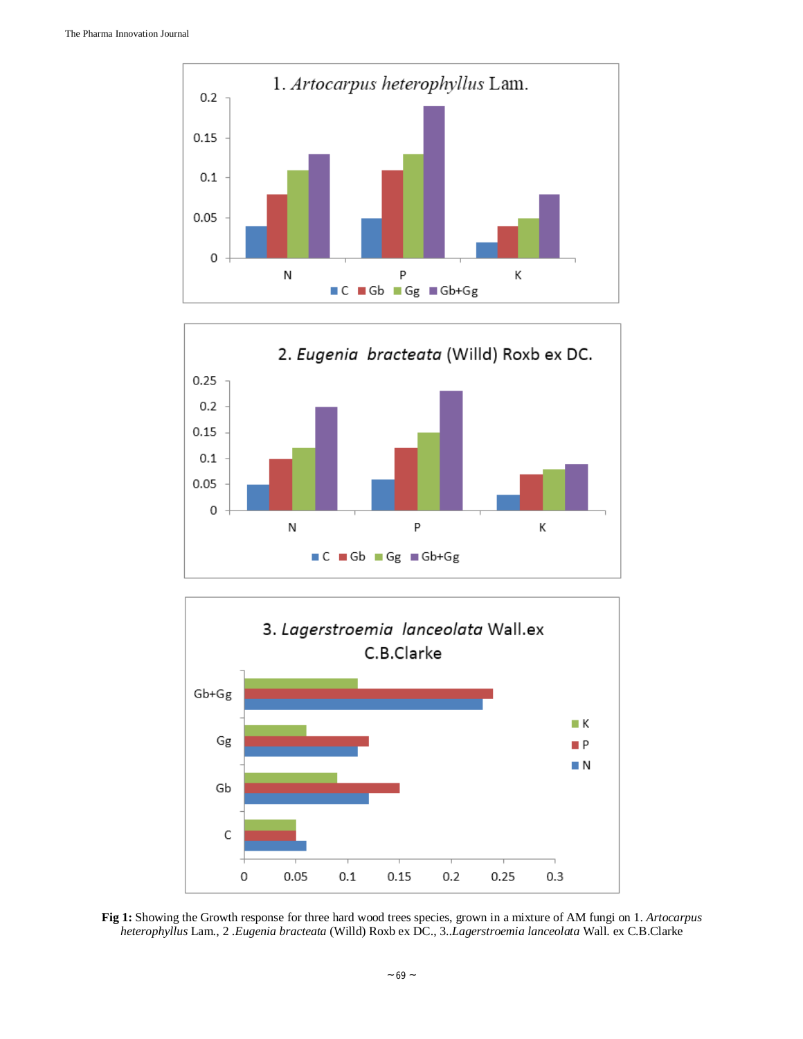**Fig 1:** Showing the Growth response for three hard wood trees species, grown in a mixture of AM fungi on 1. *Artocarpus heterophyllus* Lam., 2 .*Eugenia bracteata* (Willd) Roxb ex DC., 3..*Lagerstroemia lanceolata* Wall. ex C.B.Clarke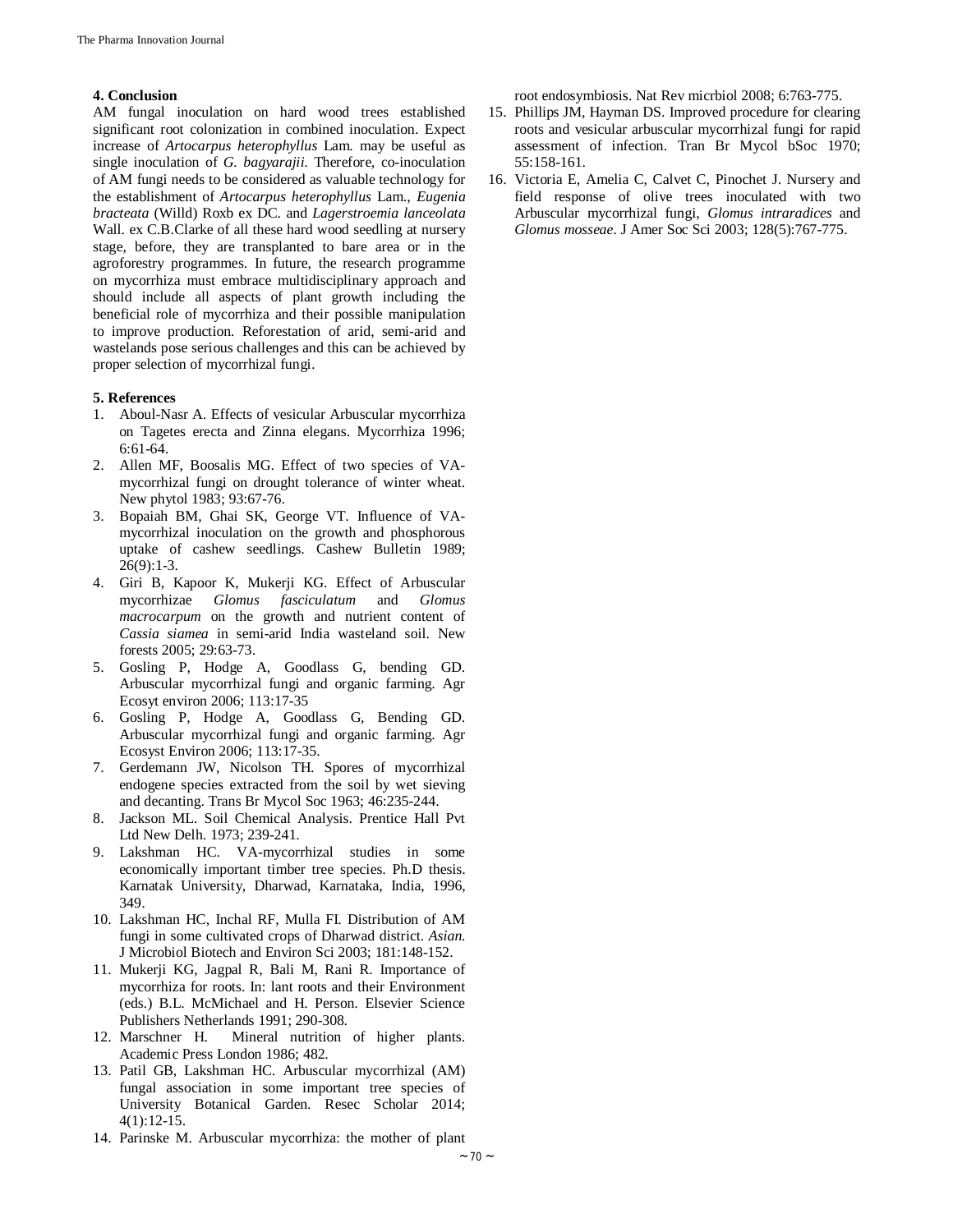## 4. Conclusion

AM fungal inoculation on hard wood trees established significant root colonization in combined inoculation. Expect increase of *Artocarpus heterophyllus* Lam. may be useful as single inoculation of *G. bagyarajii.* Therefore, co-inoculation of AM fungi needs to be considered as valuable technology for the establishment of *Artocarpus heterophyllus* Lam., *Eugenia bracteata* (Willd) Roxb ex DC. and *Lagerstroemia lanceolata* Wall. ex C.B.Clarke of all these hard wood seedling at nursery stage, before, they are transplanted to bare area or in the agroforestry programmes. In future, the research programme on mycorrhiza must embrace multidisciplinary approach and should include all aspects of plant growth including the beneficial role of mycorrhiza and their possible manipulation to improve production. Reforestation of arid, semi-arid and wastelands pose serious challenges and this can be achieved by proper selection of mycorrhizal fungi.

## 5. References

1. Aboul-Nasr A. Effects of vesicular Arbuscular mycorrhiza on Tagetes erecta and Zinna elegans. Mycorrhiza 1996; 6:61-64.
2. Allen MF, Boosalis MG. Effect of two species of VA-mycorrhizal fungi on drought tolerance of winter wheat. New phytol 1983; 93:67-76.
3. Bopaiah BM, Ghai SK, George VT. Influence of VA-mycorrhizal inoculation on the growth and phosphorous uptake of cashew seedlings. Cashew Bulletin 1989; 26(9):1-3.
4. Giri B, Kapoor K, Mukerji KG. Effect of Arbuscular mycorrhizae *Glomus fasciculatum* and *Glomus macrocarpum* on the growth and nutrient content of *Cassia siamea* in semi-arid India wasteland soil. New forests 2005; 29:63-73.
5. Gosling P, Hodge A, Goodlass G, bending GD. Arbuscular mycorrhizal fungi and organic farming. Agr Ecosyt environ 2006; 113:17-35
6. Gosling P, Hodge A, Goodlass G, Bending GD. Arbuscular mycorrhizal fungi and organic farming. Agr Ecosyst Environ 2006; 113:17-35.
7. Gerdemann JW, Nicolson TH. Spores of mycorrhizal endogene species extracted from the soil by wet sieving and decanting. Trans Br Mycol Soc 1963; 46:235-244.
8. Jackson ML. Soil Chemical Analysis. Prentice Hall Pvt Ltd New Delh. 1973; 239-241.
9. Lakshman HC. VA-mycorrhizal studies in some economically important timber tree species. Ph.D thesis. Karnatak University, Dharwad, Karnataka, India, 1996, 349.
10. Lakshman HC, Inchal RF, Mulla FI. Distribution of AM fungi in some cultivated crops of Dharwad district. *Asian.* J Microbiol Biotech and Environ Sci 2003; 181:148-152.
11. Mukerji KG, Jagpal R, Bali M, Rani R. Importance of mycorrhiza for roots. In: lant roots and their Environment (eds.) B.L. McMichael and H. Person. Elsevier Science Publishers Netherlands 1991; 290-308.
12. Marschner H. Mineral nutrition of higher plants. Academic Press London 1986; 482.
13. Patil GB, Lakshman HC. Arbuscular mycorrhizal (AM) fungal association in some important tree species of University Botanical Garden. Resec Scholar 2014; 4(1):12-15.
14. Parinske M. Arbuscular mycorrhiza: the mother of plant root endosymbiosis. Nat Rev micrbiol 2008; 6:763-775.
15. Phillips JM, Hayman DS. Improved procedure for clearing roots and vesicular arbuscular mycorrhizal fungi for rapid assessment of infection. Tran Br Mycol bSoc 1970; 55:158-161.
16. Victoria E, Amelia C, Calvet C, Pinochet J. Nursery and field response of olive trees inoculated with two Arbuscular mycorrhizal fungi, *Glomus intraradices* and *Glomus mosseae*. J Amer Soc Sci 2003; 128(5):767-775.